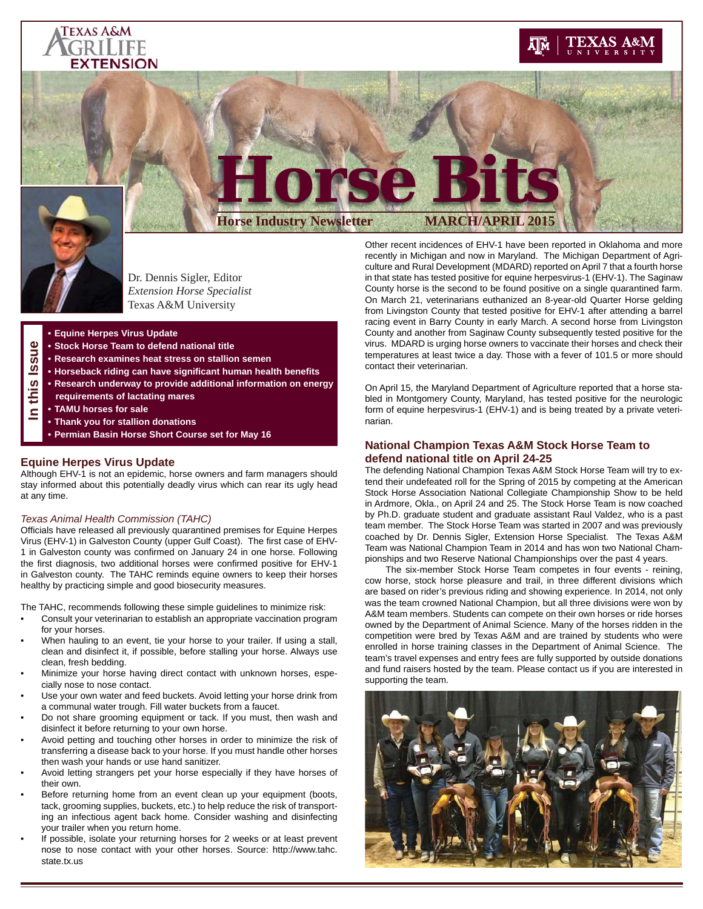Texas A&M AgriLife Extension

Texas A&M University

# Horse Bits

**Horse Industry Newsletter** **MARCH/APRIL 2015**

Dr. Dennis Sigler, Editor
*Extension Horse Specialist*
Texas A&M University

**In this Issue**

- **Equine Herpes Virus Update**
- **Stock Horse Team to defend national title**
- **Research examines heat stress on stallion semen**
- **Horseback riding can have significant human health benefits**
- **Research underway to provide additional information on energy requirements of lactating mares**
- **TAMU horses for sale**
- **Thank you for stallion donations**
- **Permian Basin Horse Short Course set for May 16**

## Equine Herpes Virus Update

Although EHV-1 is not an epidemic, horse owners and farm managers should stay informed about this potentially deadly virus which can rear its ugly head at any time.

*Texas Animal Health Commission (TAHC)*

Officials have released all previously quarantined premises for Equine Herpes Virus (EHV-1) in Galveston County (upper Gulf Coast). The first case of EHV-1 in Galveston county was confirmed on January 24 in one horse. Following the first diagnosis, two additional horses were confirmed positive for EHV-1 in Galveston county. The TAHC reminds equine owners to keep their horses healthy by practicing simple and good biosecurity measures.

The TAHC, recommends following these simple guidelines to minimize risk:

- Consult your veterinarian to establish an appropriate vaccination program for your horses.
- When hauling to an event, tie your horse to your trailer. If using a stall, clean and disinfect it, if possible, before stalling your horse. Always use clean, fresh bedding.
- Minimize your horse having direct contact with unknown horses, especially nose to nose contact.
- Use your own water and feed buckets. Avoid letting your horse drink from a communal water trough. Fill water buckets from a faucet.
- Do not share grooming equipment or tack. If you must, then wash and disinfect it before returning to your own horse.
- Avoid petting and touching other horses in order to minimize the risk of transferring a disease back to your horse. If you must handle other horses then wash your hands or use hand sanitizer.
- Avoid letting strangers pet your horse especially if they have horses of their own.
- Before returning home from an event clean up your equipment (boots, tack, grooming supplies, buckets, etc.) to help reduce the risk of transporting an infectious agent back home. Consider washing and disinfecting your trailer when you return home.
- If possible, isolate your returning horses for 2 weeks or at least prevent nose to nose contact with your other horses. Source: http://www.tahc.state.tx.us

Other recent incidences of EHV-1 have been reported in Oklahoma and more recently in Michigan and now in Maryland. The Michigan Department of Agriculture and Rural Development (MDARD) reported on April 7 that a fourth horse in that state has tested positive for equine herpesvirus-1 (EHV-1). The Saginaw County horse is the second to be found positive on a single quarantined farm. On March 21, veterinarians euthanized an 8-year-old Quarter Horse gelding from Livingston County that tested positive for EHV-1 after attending a barrel racing event in Barry County in early March. A second horse from Livingston County and another from Saginaw County subsequently tested positive for the virus. MDARD is urging horse owners to vaccinate their horses and check their temperatures at least twice a day. Those with a fever of 101.5 or more should contact their veterinarian.

On April 15, the Maryland Department of Agriculture reported that a horse stabled in Montgomery County, Maryland, has tested positive for the neurologic form of equine herpesvirus-1 (EHV-1) and is being treated by a private veterinarian.

## National Champion Texas A&M Stock Horse Team to defend national title on April 24-25

The defending National Champion Texas A&M Stock Horse Team will try to extend their undefeated roll for the Spring of 2015 by competing at the American Stock Horse Association National Collegiate Championship Show to be held in Ardmore, Okla., on April 24 and 25. The Stock Horse Team is now coached by Ph.D. graduate student and graduate assistant Raul Valdez, who is a past team member. The Stock Horse Team was started in 2007 and was previously coached by Dr. Dennis Sigler, Extension Horse Specialist. The Texas A&M Team was National Champion Team in 2014 and has won two National Championships and two Reserve National Championships over the past 4 years.

The six-member Stock Horse Team competes in four events - reining, cow horse, stock horse pleasure and trail, in three different divisions which are based on rider's previous riding and showing experience. In 2014, not only was the team crowned National Champion, but all three divisions were won by A&M team members. Students can compete on their own horses or ride horses owned by the Department of Animal Science. Many of the horses ridden in the competition were bred by Texas A&M and are trained by students who were enrolled in horse training classes in the Department of Animal Science. The team's travel expenses and entry fees are fully supported by outside donations and fund raisers hosted by the team. Please contact us if you are interested in supporting the team.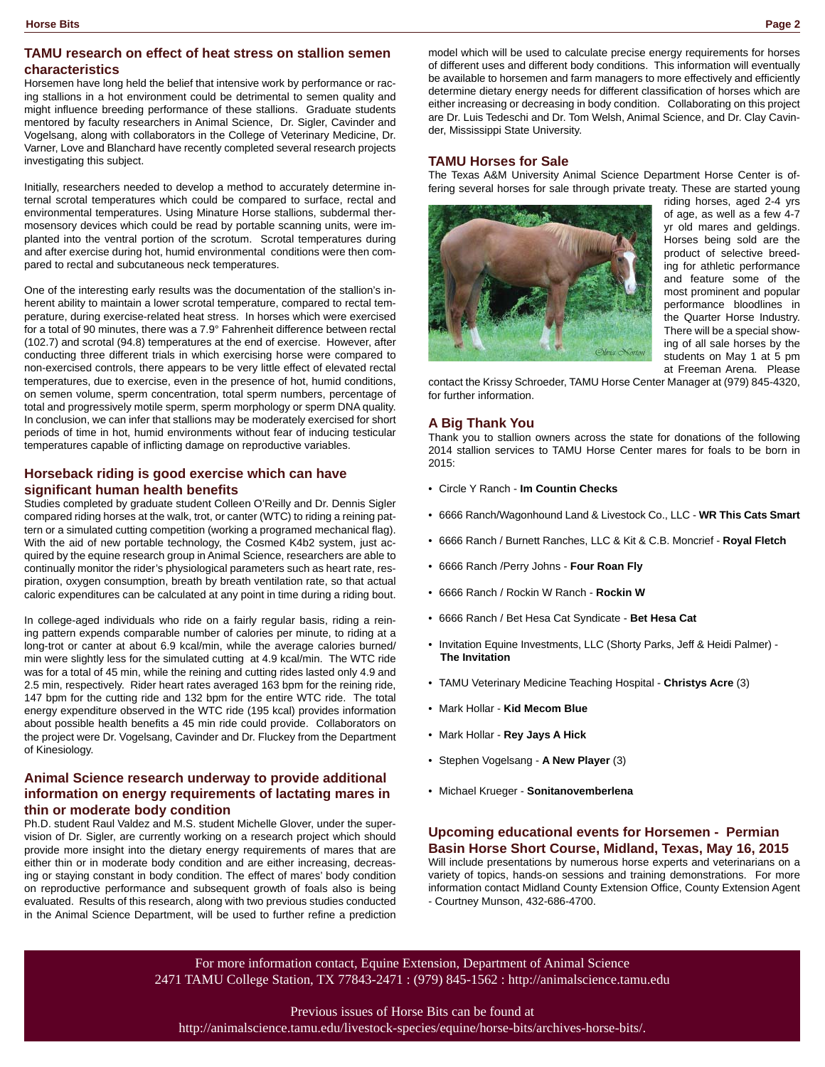## TAMU research on effect of heat stress on stallion semen characteristics

Horsemen have long held the belief that intensive work by performance or racing stallions in a hot environment could be detrimental to semen quality and might influence breeding performance of these stallions. Graduate students mentored by faculty researchers in Animal Science, Dr. Sigler, Cavinder and Vogelsang, along with collaborators in the College of Veterinary Medicine, Dr. Varner, Love and Blanchard have recently completed several research projects investigating this subject.

Initially, researchers needed to develop a method to accurately determine internal scrotal temperatures which could be compared to surface, rectal and environmental temperatures. Using Minature Horse stallions, subdermal thermosensory devices which could be read by portable scanning units, were implanted into the ventral portion of the scrotum. Scrotal temperatures during and after exercise during hot, humid environmental conditions were then compared to rectal and subcutaneous neck temperatures.

One of the interesting early results was the documentation of the stallion's inherent ability to maintain a lower scrotal temperature, compared to rectal temperature, during exercise-related heat stress. In horses which were exercised for a total of 90 minutes, there was a 7.9° Fahrenheit difference between rectal (102.7) and scrotal (94.8) temperatures at the end of exercise. However, after conducting three different trials in which exercising horse were compared to non-exercised controls, there appears to be very little effect of elevated rectal temperatures, due to exercise, even in the presence of hot, humid conditions, on semen volume, sperm concentration, total sperm numbers, percentage of total and progressively motile sperm, sperm morphology or sperm DNA quality. In conclusion, we can infer that stallions may be moderately exercised for short periods of time in hot, humid environments without fear of inducing testicular temperatures capable of inflicting damage on reproductive variables.

## Horseback riding is good exercise which can have significant human health benefits

Studies completed by graduate student Colleen O'Reilly and Dr. Dennis Sigler compared riding horses at the walk, trot, or canter (WTC) to riding a reining pattern or a simulated cutting competition (working a programed mechanical flag). With the aid of new portable technology, the Cosmed K4b2 system, just acquired by the equine research group in Animal Science, researchers are able to continually monitor the rider's physiological parameters such as heart rate, respiration, oxygen consumption, breath by breath ventilation rate, so that actual caloric expenditures can be calculated at any point in time during a riding bout.

In college-aged individuals who ride on a fairly regular basis, riding a reining pattern expends comparable number of calories per minute, to riding at a long-trot or canter at about 6.9 kcal/min, while the average calories burned/min were slightly less for the simulated cutting at 4.9 kcal/min. The WTC ride was for a total of 45 min, while the reining and cutting rides lasted only 4.9 and 2.5 min, respectively. Rider heart rates averaged 163 bpm for the reining ride, 147 bpm for the cutting ride and 132 bpm for the entire WTC ride. The total energy expenditure observed in the WTC ride (195 kcal) provides information about possible health benefits a 45 min ride could provide. Collaborators on the project were Dr. Vogelsang, Cavinder and Dr. Fluckey from the Department of Kinesiology.

## Animal Science research underway to provide additional information on energy requirements of lactating mares in thin or moderate body condition

Ph.D. student Raul Valdez and M.S. student Michelle Glover, under the supervision of Dr. Sigler, are currently working on a research project which should provide more insight into the dietary energy requirements of mares that are either thin or in moderate body condition and are either increasing, decreasing or staying constant in body condition. The effect of mares' body condition on reproductive performance and subsequent growth of foals also is being evaluated. Results of this research, along with two previous studies conducted in the Animal Science Department, will be used to further refine a prediction model which will be used to calculate precise energy requirements for horses of different uses and different body conditions. This information will eventually be available to horsemen and farm managers to more effectively and efficiently determine dietary energy needs for different classification of horses which are either increasing or decreasing in body condition. Collaborating on this project are Dr. Luis Tedeschi and Dr. Tom Welsh, Animal Science, and Dr. Clay Cavinder, Mississippi State University.

## TAMU Horses for Sale

The Texas A&M University Animal Science Department Horse Center is offering several horses for sale through private treaty. These are started young riding horses, aged 2-4 yrs of age, as well as a few 4-7 yr old mares and geldings. Horses being sold are the product of selective breeding for athletic performance and feature some of the most prominent and popular performance bloodlines in the Quarter Horse Industry. There will be a special showing of all sale horses by the students on May 1 at 5 pm at Freeman Arena. Please contact the Krissy Schroeder, TAMU Horse Center Manager at (979) 845-4320, for further information.

## A Big Thank You

Thank you to stallion owners across the state for donations of the following 2014 stallion services to TAMU Horse Center mares for foals to be born in 2015:

- Circle Y Ranch - **Im Countin Checks**
- 6666 Ranch/Wagonhound Land & Livestock Co., LLC - **WR This Cats Smart**
- 6666 Ranch / Burnett Ranches, LLC & Kit & C.B. Moncrief - **Royal Fletch**
- 6666 Ranch /Perry Johns - **Four Roan Fly**
- 6666 Ranch / Rockin W Ranch - **Rockin W**
- 6666 Ranch / Bet Hesa Cat Syndicate - **Bet Hesa Cat**
- Invitation Equine Investments, LLC (Shorty Parks, Jeff & Heidi Palmer) - **The Invitation**
- TAMU Veterinary Medicine Teaching Hospital - **Christys Acre** (3)
- Mark Hollar - **Kid Mecom Blue**
- Mark Hollar - **Rey Jays A Hick**
- Stephen Vogelsang - **A New Player** (3)
- Michael Krueger - **Sonitanovemberlena**

## Upcoming educational events for Horsemen - Permian Basin Horse Short Course, Midland, Texas, May 16, 2015

Will include presentations by numerous horse experts and veterinarians on a variety of topics, hands-on sessions and training demonstrations. For more information contact Midland County Extension Office, County Extension Agent - Courtney Munson, 432-686-4700.

For more information contact, Equine Extension, Department of Animal Science
2471 TAMU College Station, TX 77843-2471 : (979) 845-1562 : http://animalscience.tamu.edu

Previous issues of Horse Bits can be found at
http://animalscience.tamu.edu/livestock-species/equine/horse-bits/archives-horse-bits/.